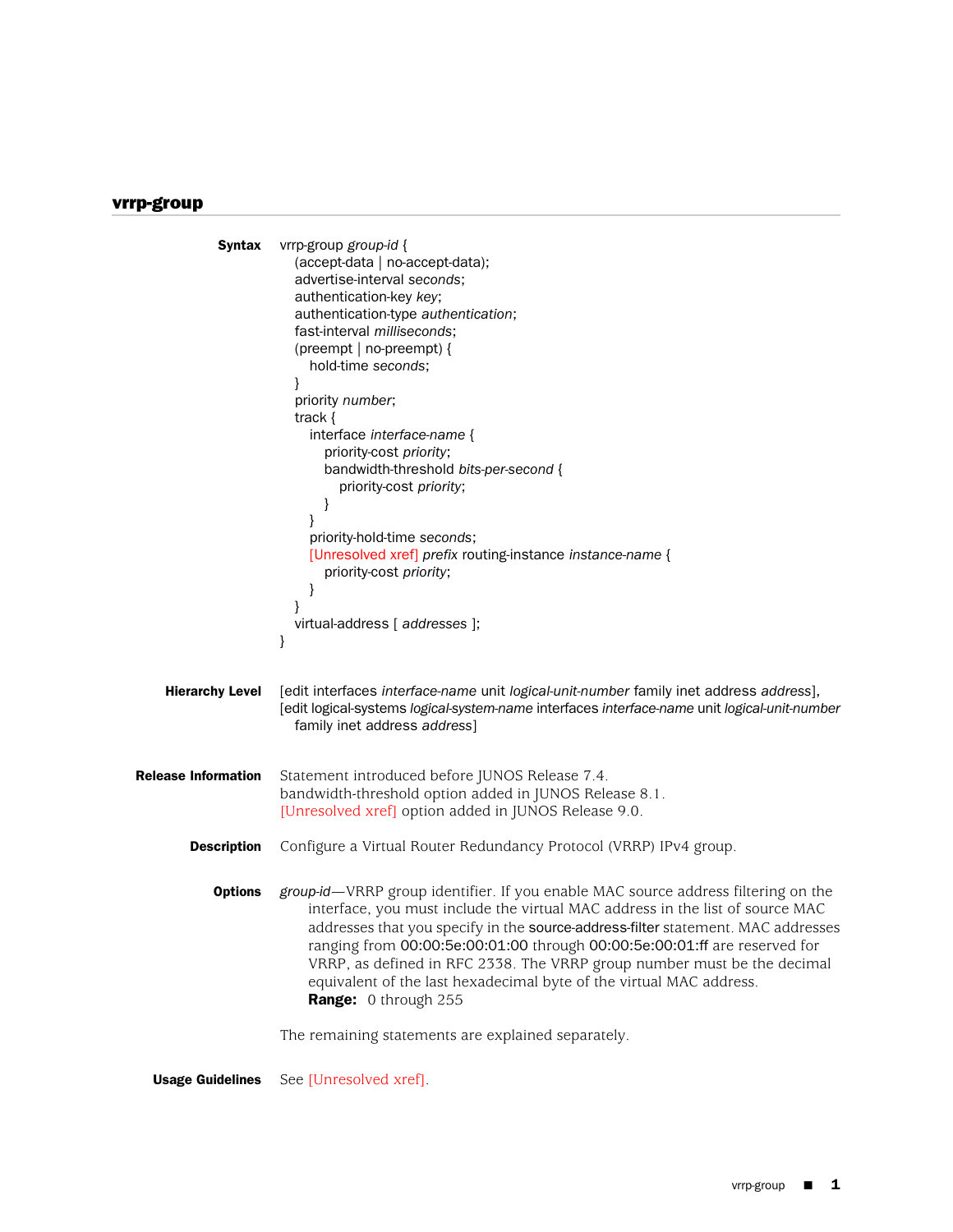## vrrp-group

**Syntax**

```
vrrp-group group-id {
  (accept-data | no-accept-data);
  advertise-interval seconds;
  authentication-key key;
  authentication-type authentication;
  fast-interval milliseconds;
  (preempt | no-preempt) {
    hold-time seconds;
  }
  priority number;
  track {
    interface interface-name {
      priority-cost priority;
      bandwidth-threshold bits-per-second {
        priority-cost priority;
      }
    }
    priority-hold-time seconds;
    [Unresolved xref] prefix routing-instance instance-name {
      priority-cost priority;
    }
  }
  virtual-address [ addresses ];
}
```

**Hierarchy Level**

[edit interfaces *interface-name* unit *logical-unit-number* family inet address *address*],
[edit logical-systems *logical-system-name* interfaces *interface-name* unit *logical-unit-number* family inet address *address*]

**Release Information**

Statement introduced before JUNOS Release 7.4.
bandwidth-threshold option added in JUNOS Release 8.1.
[Unresolved xref] option added in JUNOS Release 9.0.

**Description**

Configure a Virtual Router Redundancy Protocol (VRRP) IPv4 group.

**Options**

*group-id*—VRRP group identifier. If you enable MAC source address filtering on the interface, you must include the virtual MAC address in the list of source MAC addresses that you specify in the source-address-filter statement. MAC addresses ranging from 00:00:5e:00:01:00 through 00:00:5e:00:01:ff are reserved for VRRP, as defined in RFC 2338. The VRRP group number must be the decimal equivalent of the last hexadecimal byte of the virtual MAC address.

**Range:** 0 through 255

The remaining statements are explained separately.

**Usage Guidelines**

See [Unresolved xref].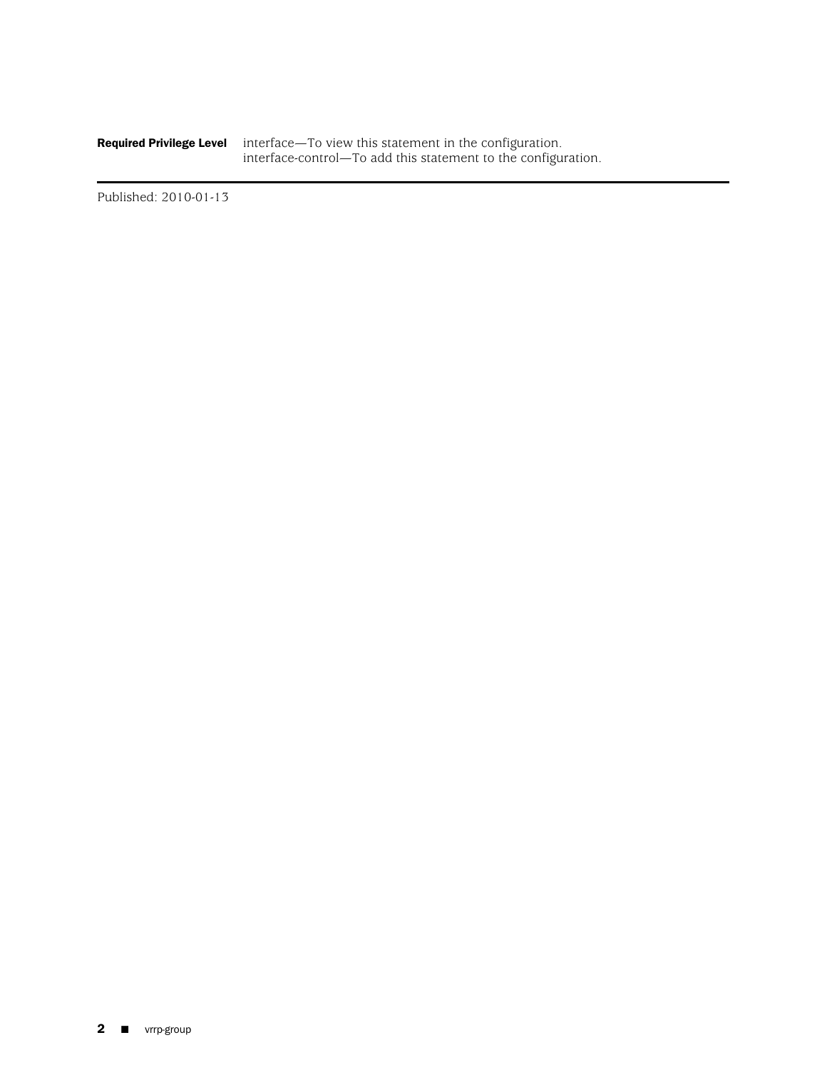**Required Privilege Level** interface—To view this statement in the configuration.
interface-control—To add this statement to the configuration.

---

Published: 2010-01-13